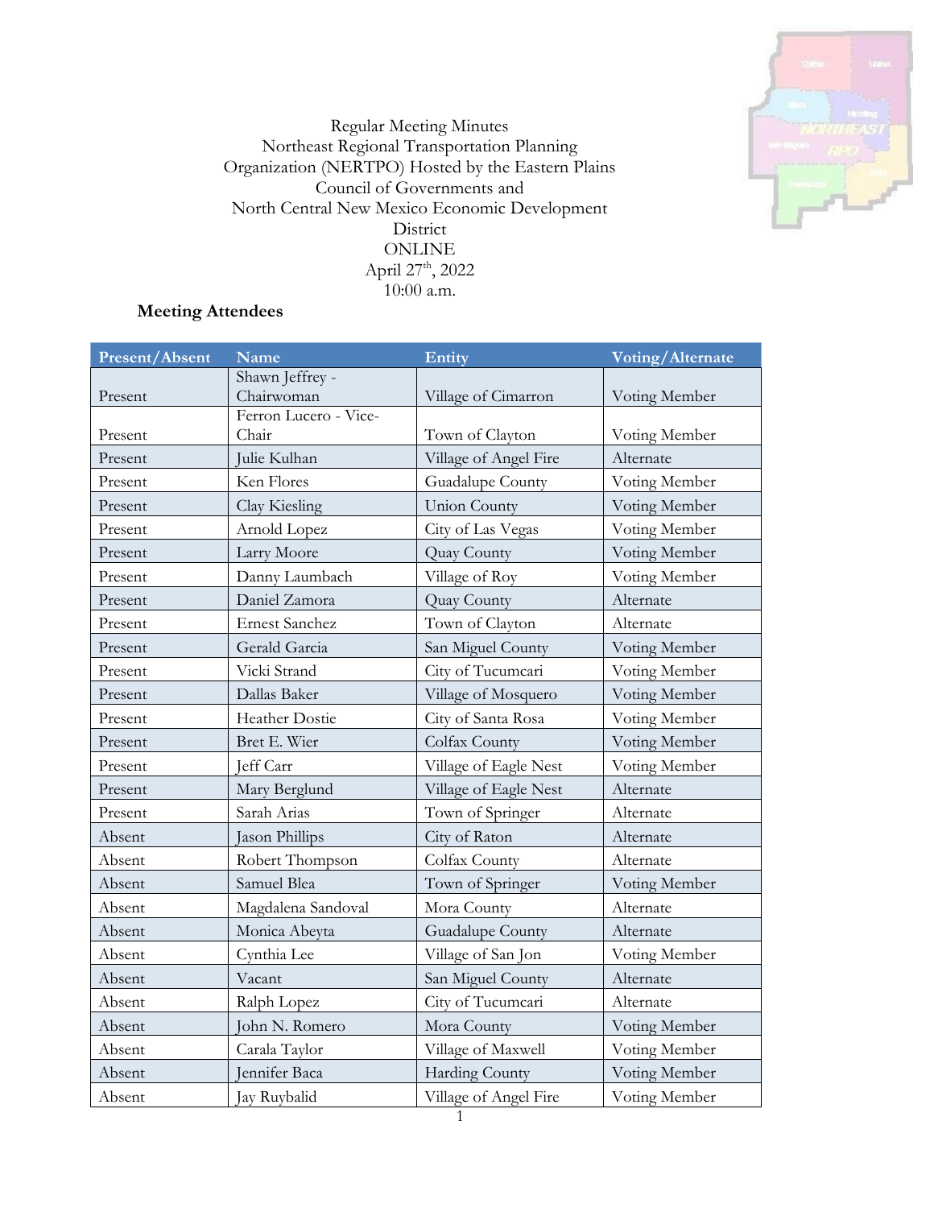Regular Meeting Minutes
Northeast Regional Transportation Planning
Organization (NERTPO) Hosted by the Eastern Plains
Council of Governments and
North Central New Mexico Economic Development
District
ONLINE
April 27th, 2022
10:00 a.m.

**Meeting Attendees**

| Present/Absent | Name | Entity | Voting/Alternate |
|---|---|---|---|
| Present | Shawn Jeffrey - Chairwoman | Village of Cimarron | Voting Member |
| Present | Ferron Lucero - Vice-Chair | Town of Clayton | Voting Member |
| Present | Julie Kulhan | Village of Angel Fire | Alternate |
| Present | Ken Flores | Guadalupe County | Voting Member |
| Present | Clay Kiesling | Union County | Voting Member |
| Present | Arnold Lopez | City of Las Vegas | Voting Member |
| Present | Larry Moore | Quay County | Voting Member |
| Present | Danny Laumbach | Village of Roy | Voting Member |
| Present | Daniel Zamora | Quay County | Alternate |
| Present | Ernest Sanchez | Town of Clayton | Alternate |
| Present | Gerald Garcia | San Miguel County | Voting Member |
| Present | Vicki Strand | City of Tucumcari | Voting Member |
| Present | Dallas Baker | Village of Mosquero | Voting Member |
| Present | Heather Dostie | City of Santa Rosa | Voting Member |
| Present | Bret E. Wier | Colfax County | Voting Member |
| Present | Jeff Carr | Village of Eagle Nest | Voting Member |
| Present | Mary Berglund | Village of Eagle Nest | Alternate |
| Present | Sarah Arias | Town of Springer | Alternate |
| Absent | Jason Phillips | City of Raton | Alternate |
| Absent | Robert Thompson | Colfax County | Alternate |
| Absent | Samuel Blea | Town of Springer | Voting Member |
| Absent | Magdalena Sandoval | Mora County | Alternate |
| Absent | Monica Abeyta | Guadalupe County | Alternate |
| Absent | Cynthia Lee | Village of San Jon | Voting Member |
| Absent | Vacant | San Miguel County | Alternate |
| Absent | Ralph Lopez | City of Tucumcari | Alternate |
| Absent | John N. Romero | Mora County | Voting Member |
| Absent | Carala Taylor | Village of Maxwell | Voting Member |
| Absent | Jennifer Baca | Harding County | Voting Member |
| Absent | Jay Ruybalid | Village of Angel Fire | Voting Member |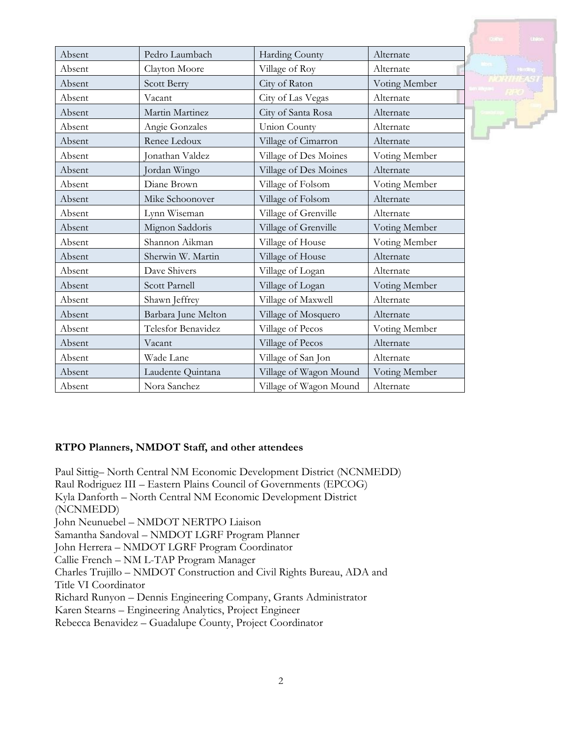| | | | |
|---|---|---|---|
| Absent | Pedro Laumbach | Harding County | Alternate |
| Absent | Clayton Moore | Village of Roy | Alternate |
| Absent | Scott Berry | City of Raton | Voting Member |
| Absent | Vacant | City of Las Vegas | Alternate |
| Absent | Martin Martinez | City of Santa Rosa | Alternate |
| Absent | Angie Gonzales | Union County | Alternate |
| Absent | Renee Ledoux | Village of Cimarron | Alternate |
| Absent | Jonathan Valdez | Village of Des Moines | Voting Member |
| Absent | Jordan Wingo | Village of Des Moines | Alternate |
| Absent | Diane Brown | Village of Folsom | Voting Member |
| Absent | Mike Schoonover | Village of Folsom | Alternate |
| Absent | Lynn Wiseman | Village of Grenville | Alternate |
| Absent | Mignon Saddoris | Village of Grenville | Voting Member |
| Absent | Shannon Aikman | Village of House | Voting Member |
| Absent | Sherwin W. Martin | Village of House | Alternate |
| Absent | Dave Shivers | Village of Logan | Alternate |
| Absent | Scott Parnell | Village of Logan | Voting Member |
| Absent | Shawn Jeffrey | Village of Maxwell | Alternate |
| Absent | Barbara June Melton | Village of Mosquero | Alternate |
| Absent | Telesfor Benavidez | Village of Pecos | Voting Member |
| Absent | Vacant | Village of Pecos | Alternate |
| Absent | Wade Lane | Village of San Jon | Alternate |
| Absent | Laudente Quintana | Village of Wagon Mound | Voting Member |
| Absent | Nora Sanchez | Village of Wagon Mound | Alternate |

**RTPO Planners, NMDOT Staff, and other attendees**

Paul Sittig– North Central NM Economic Development District (NCNMEDD)
Raul Rodriguez III – Eastern Plains Council of Governments (EPCOG)
Kyla Danforth – North Central NM Economic Development District (NCNMEDD)
John Neunuebel – NMDOT NERTPO Liaison
Samantha Sandoval – NMDOT LGRF Program Planner
John Herrera – NMDOT LGRF Program Coordinator
Callie French – NM L-TAP Program Manager
Charles Trujillo – NMDOT Construction and Civil Rights Bureau, ADA and Title VI Coordinator
Richard Runyon – Dennis Engineering Company, Grants Administrator
Karen Stearns – Engineering Analytics, Project Engineer
Rebecca Benavidez – Guadalupe County, Project Coordinator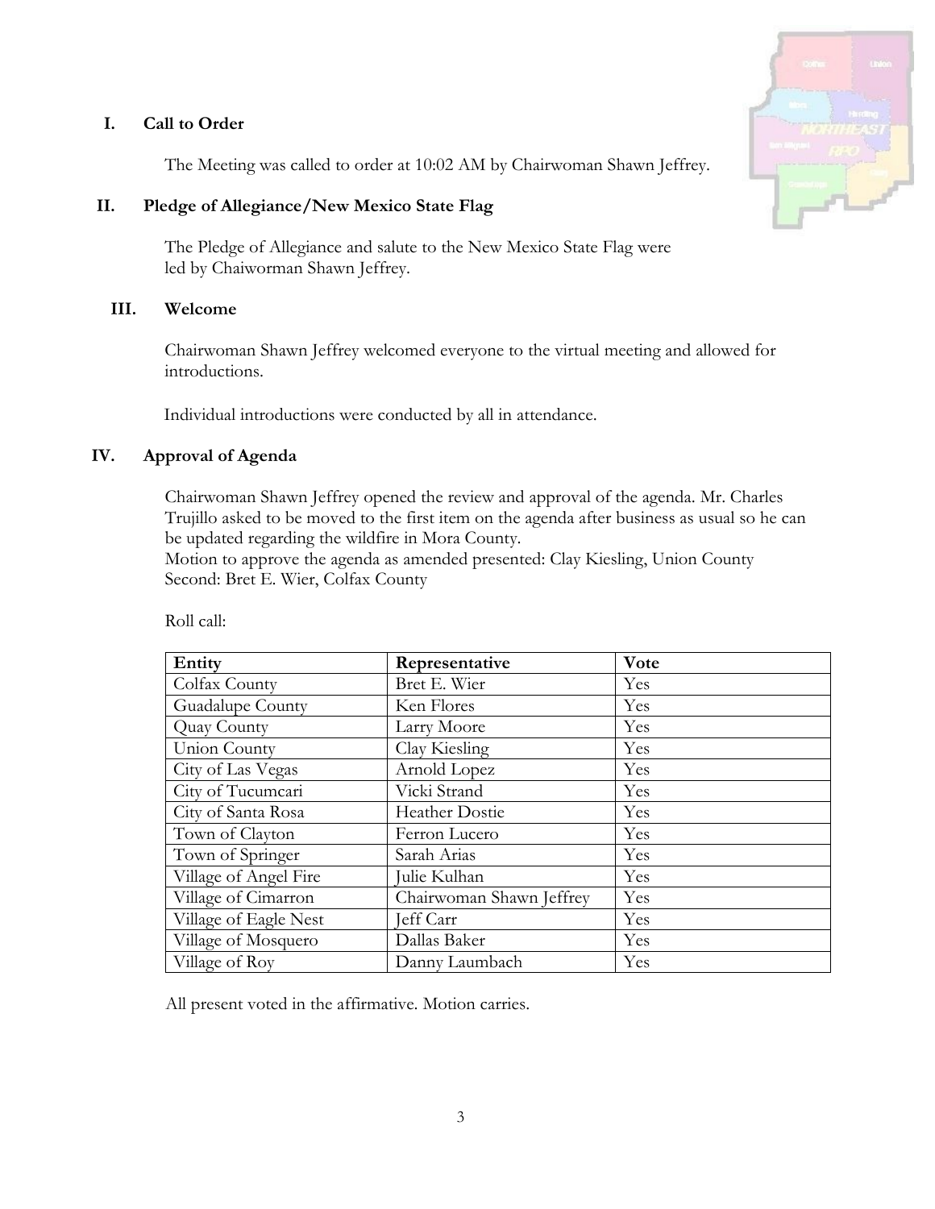## I. Call to Order

The Meeting was called to order at 10:02 AM by Chairwoman Shawn Jeffrey.

## II. Pledge of Allegiance/New Mexico State Flag

The Pledge of Allegiance and salute to the New Mexico State Flag were led by Chaiworman Shawn Jeffrey.

## III. Welcome

Chairwoman Shawn Jeffrey welcomed everyone to the virtual meeting and allowed for introductions.

Individual introductions were conducted by all in attendance.

## IV. Approval of Agenda

Chairwoman Shawn Jeffrey opened the review and approval of the agenda. Mr. Charles Trujillo asked to be moved to the first item on the agenda after business as usual so he can be updated regarding the wildfire in Mora County.
Motion to approve the agenda as amended presented: Clay Kiesling, Union County
Second: Bret E. Wier, Colfax County

Roll call:

| Entity | Representative | Vote |
|---|---|---|
| Colfax County | Bret E. Wier | Yes |
| Guadalupe County | Ken Flores | Yes |
| Quay County | Larry Moore | Yes |
| Union County | Clay Kiesling | Yes |
| City of Las Vegas | Arnold Lopez | Yes |
| City of Tucumcari | Vicki Strand | Yes |
| City of Santa Rosa | Heather Dostie | Yes |
| Town of Clayton | Ferron Lucero | Yes |
| Town of Springer | Sarah Arias | Yes |
| Village of Angel Fire | Julie Kulhan | Yes |
| Village of Cimarron | Chairwoman Shawn Jeffrey | Yes |
| Village of Eagle Nest | Jeff Carr | Yes |
| Village of Mosquero | Dallas Baker | Yes |
| Village of Roy | Danny Laumbach | Yes |

All present voted in the affirmative. Motion carries.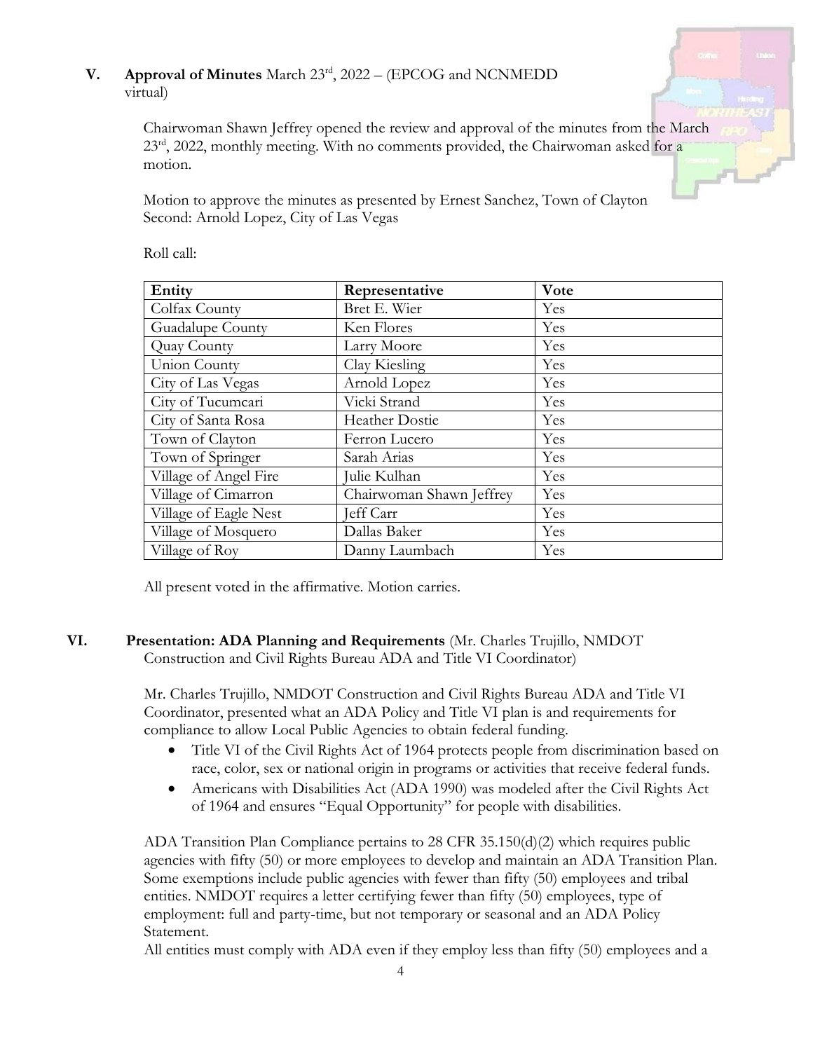## V. **Approval of Minutes** March 23rd, 2022 – (EPCOG and NCNMEDD virtual)

Chairwoman Shawn Jeffrey opened the review and approval of the minutes from the March 23rd, 2022, monthly meeting. With no comments provided, the Chairwoman asked for a motion.

Motion to approve the minutes as presented by Ernest Sanchez, Town of Clayton
Second: Arnold Lopez, City of Las Vegas

Roll call:

| Entity | Representative | Vote |
|---|---|---|
| Colfax County | Bret E. Wier | Yes |
| Guadalupe County | Ken Flores | Yes |
| Quay County | Larry Moore | Yes |
| Union County | Clay Kiesling | Yes |
| City of Las Vegas | Arnold Lopez | Yes |
| City of Tucumcari | Vicki Strand | Yes |
| City of Santa Rosa | Heather Dostie | Yes |
| Town of Clayton | Ferron Lucero | Yes |
| Town of Springer | Sarah Arias | Yes |
| Village of Angel Fire | Julie Kulhan | Yes |
| Village of Cimarron | Chairwoman Shawn Jeffrey | Yes |
| Village of Eagle Nest | Jeff Carr | Yes |
| Village of Mosquero | Dallas Baker | Yes |
| Village of Roy | Danny Laumbach | Yes |

All present voted in the affirmative. Motion carries.

## VI. **Presentation: ADA Planning and Requirements** (Mr. Charles Trujillo, NMDOT Construction and Civil Rights Bureau ADA and Title VI Coordinator)

Mr. Charles Trujillo, NMDOT Construction and Civil Rights Bureau ADA and Title VI Coordinator, presented what an ADA Policy and Title VI plan is and requirements for compliance to allow Local Public Agencies to obtain federal funding.

- Title VI of the Civil Rights Act of 1964 protects people from discrimination based on race, color, sex or national origin in programs or activities that receive federal funds.
- Americans with Disabilities Act (ADA 1990) was modeled after the Civil Rights Act of 1964 and ensures "Equal Opportunity" for people with disabilities.

ADA Transition Plan Compliance pertains to 28 CFR 35.150(d)(2) which requires public agencies with fifty (50) or more employees to develop and maintain an ADA Transition Plan. Some exemptions include public agencies with fewer than fifty (50) employees and tribal entities. NMDOT requires a letter certifying fewer than fifty (50) employees, type of employment: full and party-time, but not temporary or seasonal and an ADA Policy Statement.
All entities must comply with ADA even if they employ less than fifty (50) employees and a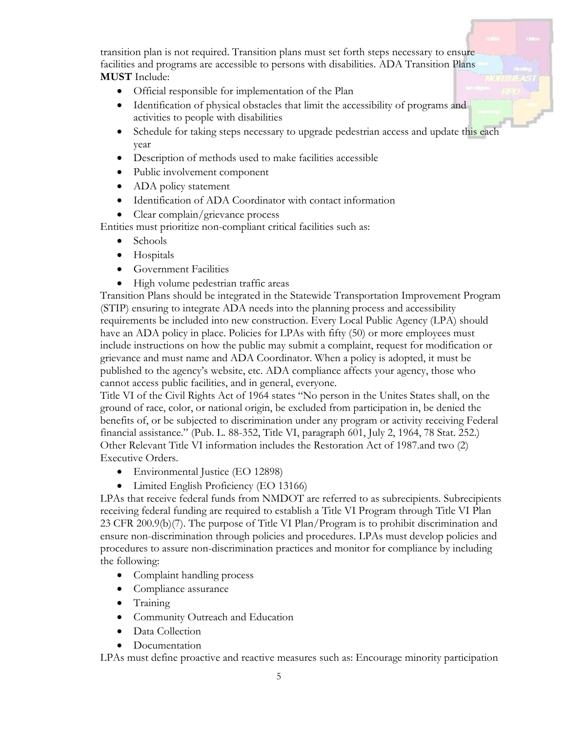transition plan is not required. Transition plans must set forth steps necessary to ensure facilities and programs are accessible to persons with disabilities. ADA Transition Plans **MUST** Include:

- Official responsible for implementation of the Plan
- Identification of physical obstacles that limit the accessibility of programs and activities to people with disabilities
- Schedule for taking steps necessary to upgrade pedestrian access and update this each year
- Description of methods used to make facilities accessible
- Public involvement component
- ADA policy statement
- Identification of ADA Coordinator with contact information
- Clear complain/grievance process

Entities must prioritize non-compliant critical facilities such as:

- Schools
- Hospitals
- Government Facilities
- High volume pedestrian traffic areas

Transition Plans should be integrated in the Statewide Transportation Improvement Program (STIP) ensuring to integrate ADA needs into the planning process and accessibility requirements be included into new construction. Every Local Public Agency (LPA) should have an ADA policy in place. Policies for LPAs with fifty (50) or more employees must include instructions on how the public may submit a complaint, request for modification or grievance and must name and ADA Coordinator. When a policy is adopted, it must be published to the agency's website, etc. ADA compliance affects your agency, those who cannot access public facilities, and in general, everyone.

Title VI of the Civil Rights Act of 1964 states "No person in the Unites States shall, on the ground of race, color, or national origin, be excluded from participation in, be denied the benefits of, or be subjected to discrimination under any program or activity receiving Federal financial assistance." (Pub. L. 88-352, Title VI, paragraph 601, July 2, 1964, 78 Stat. 252.) Other Relevant Title VI information includes the Restoration Act of 1987.and two (2) Executive Orders.

- Environmental Justice (EO 12898)
- Limited English Proficiency (EO 13166)

LPAs that receive federal funds from NMDOT are referred to as subrecipients. Subrecipients receiving federal funding are required to establish a Title VI Program through Title VI Plan 23 CFR 200.9(b)(7). The purpose of Title VI Plan/Program is to prohibit discrimination and ensure non-discrimination through policies and procedures. LPAs must develop policies and procedures to assure non-discrimination practices and monitor for compliance by including the following:

- Complaint handling process
- Compliance assurance
- Training
- Community Outreach and Education
- Data Collection
- Documentation

LPAs must define proactive and reactive measures such as: Encourage minority participation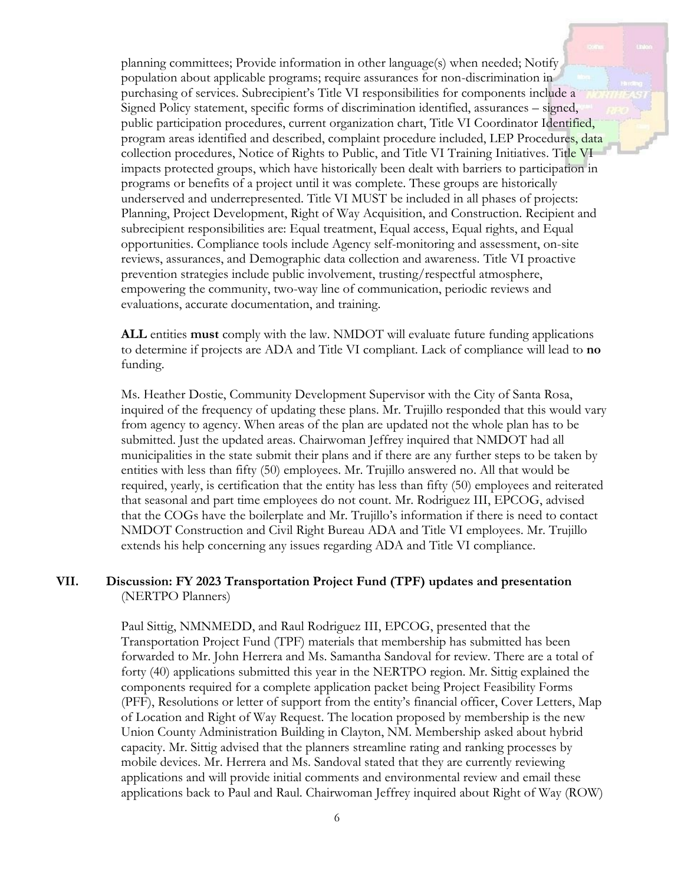planning committees; Provide information in other language(s) when needed; Notify population about applicable programs; require assurances for non-discrimination in purchasing of services. Subrecipient's Title VI responsibilities for components include a Signed Policy statement, specific forms of discrimination identified, assurances – signed, public participation procedures, current organization chart, Title VI Coordinator Identified, program areas identified and described, complaint procedure included, LEP Procedures, data collection procedures, Notice of Rights to Public, and Title VI Training Initiatives. Title VI impacts protected groups, which have historically been dealt with barriers to participation in programs or benefits of a project until it was complete. These groups are historically underserved and underrepresented. Title VI MUST be included in all phases of projects: Planning, Project Development, Right of Way Acquisition, and Construction. Recipient and subrecipient responsibilities are: Equal treatment, Equal access, Equal rights, and Equal opportunities. Compliance tools include Agency self-monitoring and assessment, on-site reviews, assurances, and Demographic data collection and awareness. Title VI proactive prevention strategies include public involvement, trusting/respectful atmosphere, empowering the community, two-way line of communication, periodic reviews and evaluations, accurate documentation, and training.

**ALL** entities **must** comply with the law. NMDOT will evaluate future funding applications to determine if projects are ADA and Title VI compliant. Lack of compliance will lead to **no** funding.

Ms. Heather Dostie, Community Development Supervisor with the City of Santa Rosa, inquired of the frequency of updating these plans. Mr. Trujillo responded that this would vary from agency to agency. When areas of the plan are updated not the whole plan has to be submitted. Just the updated areas. Chairwoman Jeffrey inquired that NMDOT had all municipalities in the state submit their plans and if there are any further steps to be taken by entities with less than fifty (50) employees. Mr. Trujillo answered no. All that would be required, yearly, is certification that the entity has less than fifty (50) employees and reiterated that seasonal and part time employees do not count. Mr. Rodriguez III, EPCOG, advised that the COGs have the boilerplate and Mr. Trujillo's information if there is need to contact NMDOT Construction and Civil Right Bureau ADA and Title VI employees. Mr. Trujillo extends his help concerning any issues regarding ADA and Title VI compliance.

## VII. Discussion: FY 2023 Transportation Project Fund (TPF) updates and presentation (NERTPO Planners)

Paul Sittig, NMNMEDD, and Raul Rodriguez III, EPCOG, presented that the Transportation Project Fund (TPF) materials that membership has submitted has been forwarded to Mr. John Herrera and Ms. Samantha Sandoval for review. There are a total of forty (40) applications submitted this year in the NERTPO region. Mr. Sittig explained the components required for a complete application packet being Project Feasibility Forms (PFF), Resolutions or letter of support from the entity's financial officer, Cover Letters, Map of Location and Right of Way Request. The location proposed by membership is the new Union County Administration Building in Clayton, NM. Membership asked about hybrid capacity. Mr. Sittig advised that the planners streamline rating and ranking processes by mobile devices. Mr. Herrera and Ms. Sandoval stated that they are currently reviewing applications and will provide initial comments and environmental review and email these applications back to Paul and Raul. Chairwoman Jeffrey inquired about Right of Way (ROW)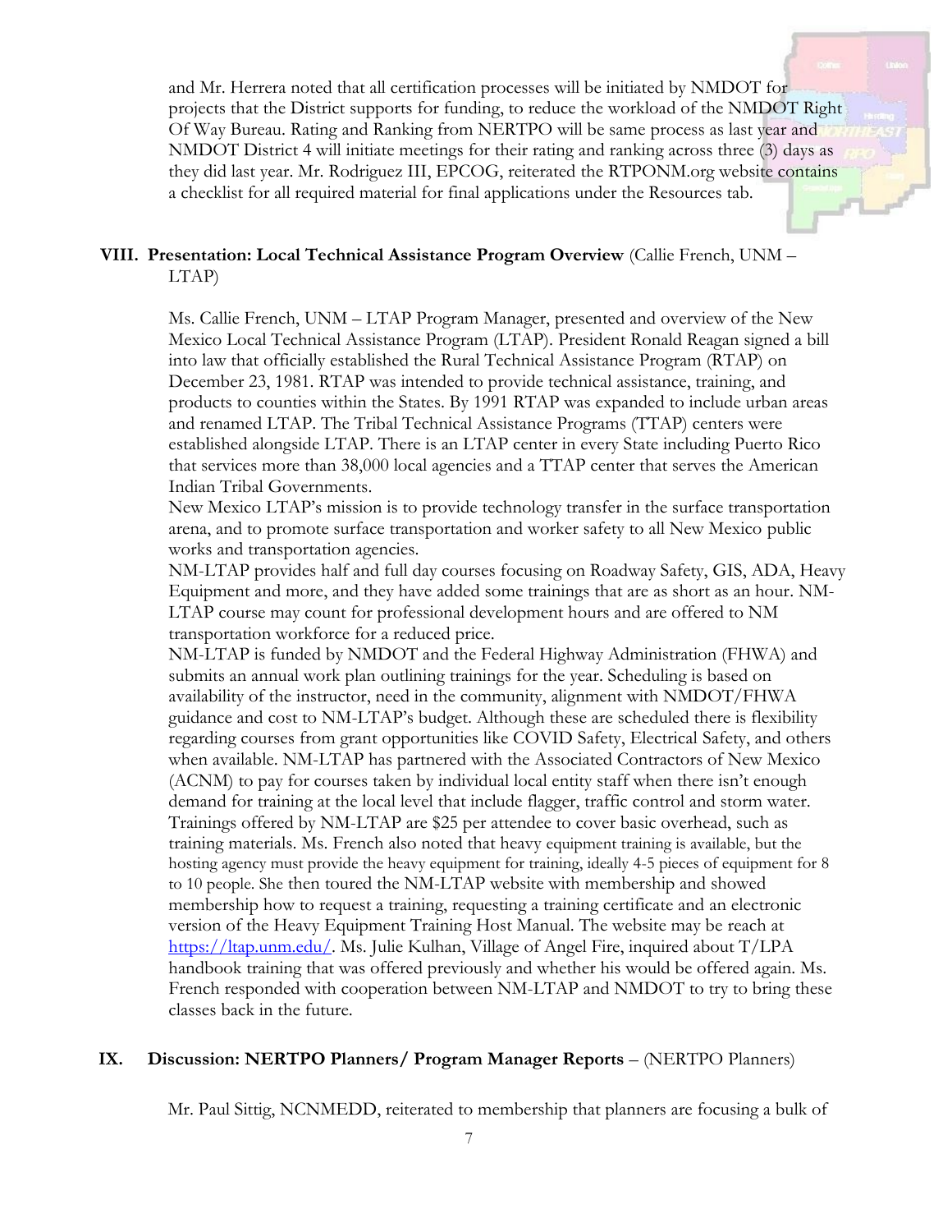and Mr. Herrera noted that all certification processes will be initiated by NMDOT for projects that the District supports for funding, to reduce the workload of the NMDOT Right Of Way Bureau. Rating and Ranking from NERTPO will be same process as last year and NMDOT District 4 will initiate meetings for their rating and ranking across three (3) days as they did last year. Mr. Rodriguez III, EPCOG, reiterated the RTPONM.org website contains a checklist for all required material for final applications under the Resources tab.

## VIII. **Presentation: Local Technical Assistance Program Overview** (Callie French, UNM – LTAP)

Ms. Callie French, UNM – LTAP Program Manager, presented and overview of the New Mexico Local Technical Assistance Program (LTAP). President Ronald Reagan signed a bill into law that officially established the Rural Technical Assistance Program (RTAP) on December 23, 1981. RTAP was intended to provide technical assistance, training, and products to counties within the States. By 1991 RTAP was expanded to include urban areas and renamed LTAP. The Tribal Technical Assistance Programs (TTAP) centers were established alongside LTAP. There is an LTAP center in every State including Puerto Rico that services more than 38,000 local agencies and a TTAP center that serves the American Indian Tribal Governments.

New Mexico LTAP's mission is to provide technology transfer in the surface transportation arena, and to promote surface transportation and worker safety to all New Mexico public works and transportation agencies.

NM-LTAP provides half and full day courses focusing on Roadway Safety, GIS, ADA, Heavy Equipment and more, and they have added some trainings that are as short as an hour. NM-LTAP course may count for professional development hours and are offered to NM transportation workforce for a reduced price.

NM-LTAP is funded by NMDOT and the Federal Highway Administration (FHWA) and submits an annual work plan outlining trainings for the year. Scheduling is based on availability of the instructor, need in the community, alignment with NMDOT/FHWA guidance and cost to NM-LTAP's budget. Although these are scheduled there is flexibility regarding courses from grant opportunities like COVID Safety, Electrical Safety, and others when available. NM-LTAP has partnered with the Associated Contractors of New Mexico (ACNM) to pay for courses taken by individual local entity staff when there isn't enough demand for training at the local level that include flagger, traffic control and storm water. Trainings offered by NM-LTAP are $25 per attendee to cover basic overhead, such as training materials. Ms. French also noted that heavy equipment training is available, but the hosting agency must provide the heavy equipment for training, ideally 4-5 pieces of equipment for 8 to 10 people. She then toured the NM-LTAP website with membership and showed membership how to request a training, requesting a training certificate and an electronic version of the Heavy Equipment Training Host Manual. The website may be reach at [https://ltap.unm.edu/](https://ltap.unm.edu/). Ms. Julie Kulhan, Village of Angel Fire, inquired about T/LPA handbook training that was offered previously and whether his would be offered again. Ms. French responded with cooperation between NM-LTAP and NMDOT to try to bring these classes back in the future.

## IX. **Discussion: NERTPO Planners/ Program Manager Reports** – (NERTPO Planners)

Mr. Paul Sittig, NCNMEDD, reiterated to membership that planners are focusing a bulk of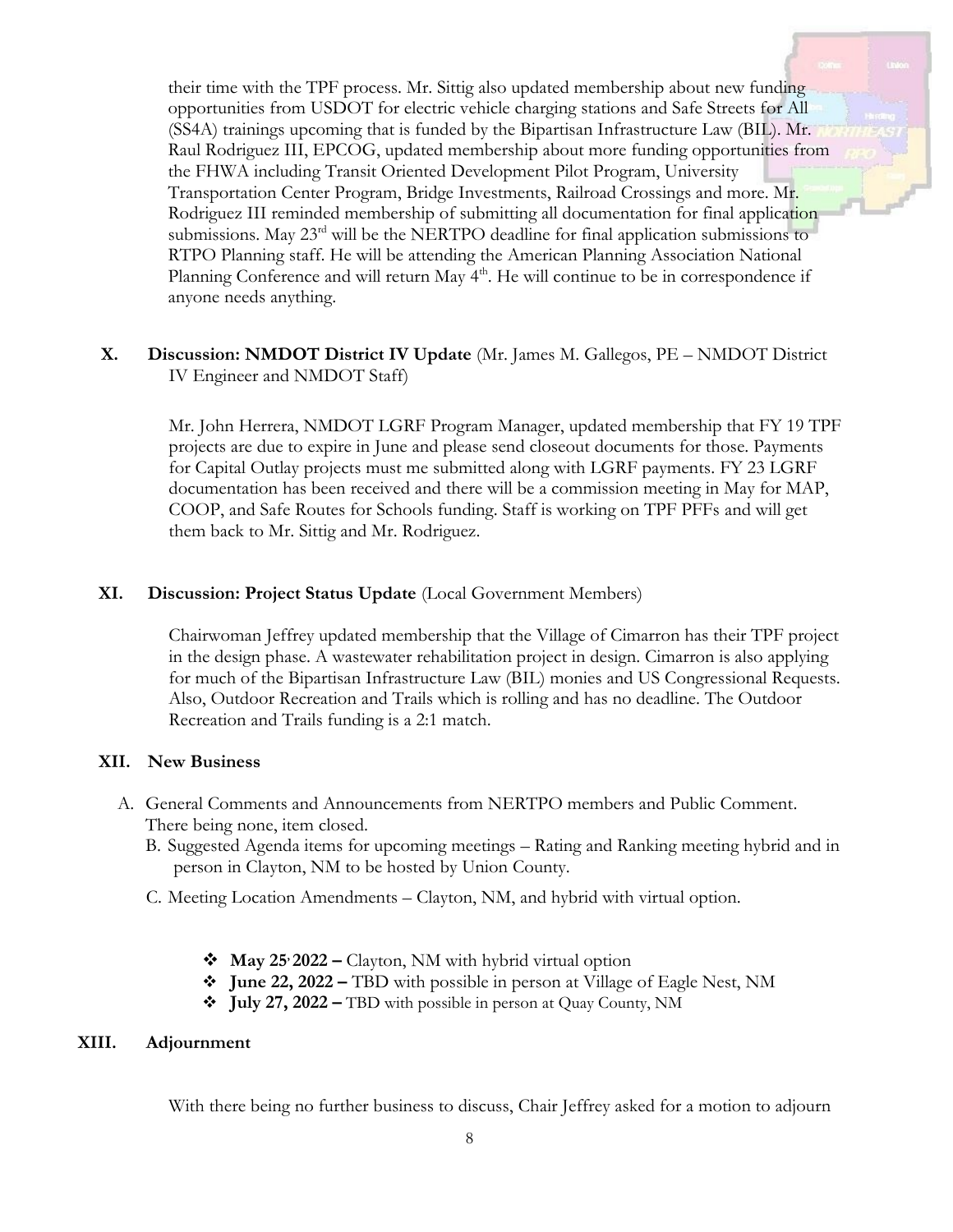their time with the TPF process. Mr. Sittig also updated membership about new funding opportunities from USDOT for electric vehicle charging stations and Safe Streets for All (SS4A) trainings upcoming that is funded by the Bipartisan Infrastructure Law (BIL). Mr. Raul Rodriguez III, EPCOG, updated membership about more funding opportunities from the FHWA including Transit Oriented Development Pilot Program, University Transportation Center Program, Bridge Investments, Railroad Crossings and more. Mr. Rodriguez III reminded membership of submitting all documentation for final application submissions. May 23rd will be the NERTPO deadline for final application submissions to RTPO Planning staff. He will be attending the American Planning Association National Planning Conference and will return May 4th. He will continue to be in correspondence if anyone needs anything.

## X. Discussion: NMDOT District IV Update (Mr. James M. Gallegos, PE – NMDOT District IV Engineer and NMDOT Staff)

Mr. John Herrera, NMDOT LGRF Program Manager, updated membership that FY 19 TPF projects are due to expire in June and please send closeout documents for those. Payments for Capital Outlay projects must me submitted along with LGRF payments. FY 23 LGRF documentation has been received and there will be a commission meeting in May for MAP, COOP, and Safe Routes for Schools funding. Staff is working on TPF PFFs and will get them back to Mr. Sittig and Mr. Rodriguez.

## XI. Discussion: Project Status Update (Local Government Members)

Chairwoman Jeffrey updated membership that the Village of Cimarron has their TPF project in the design phase. A wastewater rehabilitation project in design. Cimarron is also applying for much of the Bipartisan Infrastructure Law (BIL) monies and US Congressional Requests. Also, Outdoor Recreation and Trails which is rolling and has no deadline. The Outdoor Recreation and Trails funding is a 2:1 match.

## XII. New Business

A. General Comments and Announcements from NERTPO members and Public Comment. There being none, item closed.

B. Suggested Agenda items for upcoming meetings – Rating and Ranking meeting hybrid and in person in Clayton, NM to be hosted by Union County.

C. Meeting Location Amendments – Clayton, NM, and hybrid with virtual option.

- **May 25, 2022 –** Clayton, NM with hybrid virtual option
- **June 22, 2022 –** TBD with possible in person at Village of Eagle Nest, NM
- **July 27, 2022 –** TBD with possible in person at Quay County, NM

## XIII. Adjournment

With there being no further business to discuss, Chair Jeffrey asked for a motion to adjourn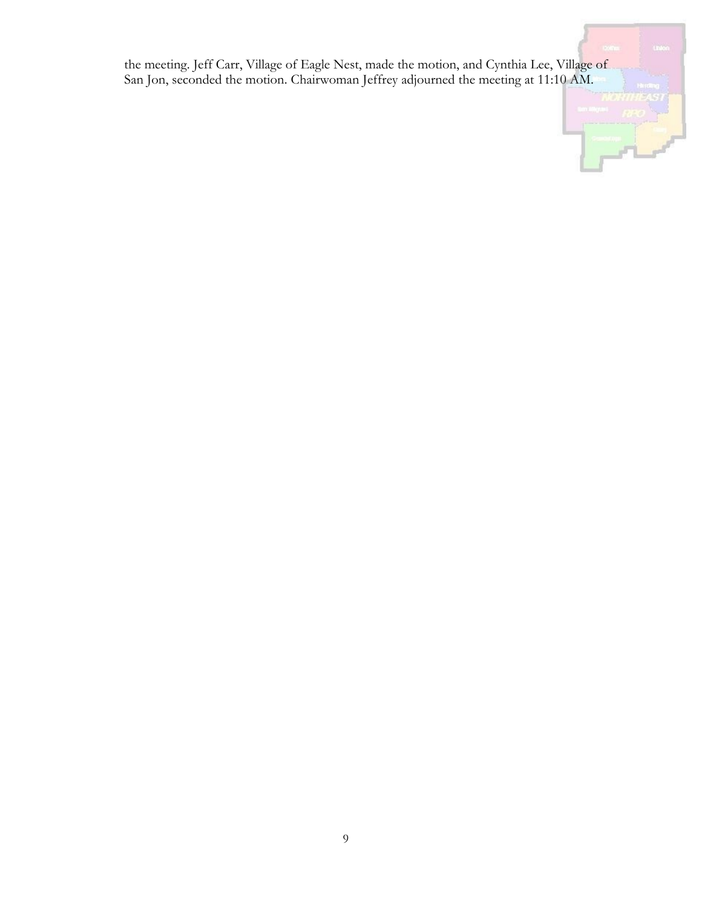the meeting. Jeff Carr, Village of Eagle Nest, made the motion, and Cynthia Lee, Village of San Jon, seconded the motion. Chairwoman Jeffrey adjourned the meeting at 11:10 AM.